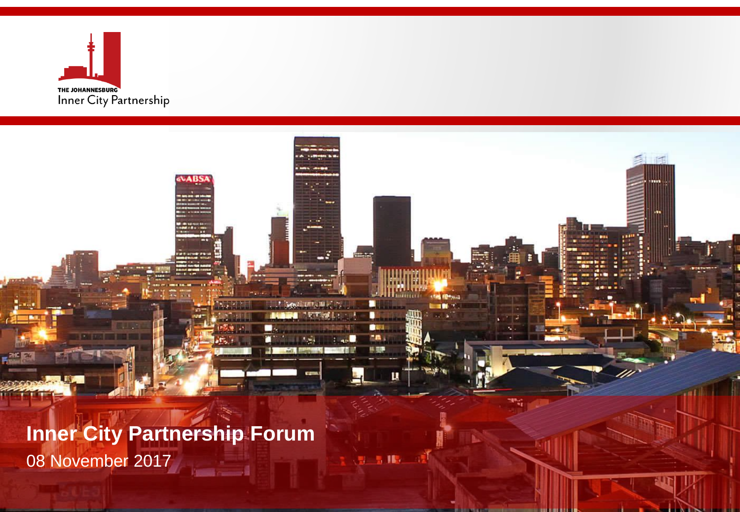THE JOHANNESBURG
Inner City Partnership

# Inner City Partnership Forum

08 November 2017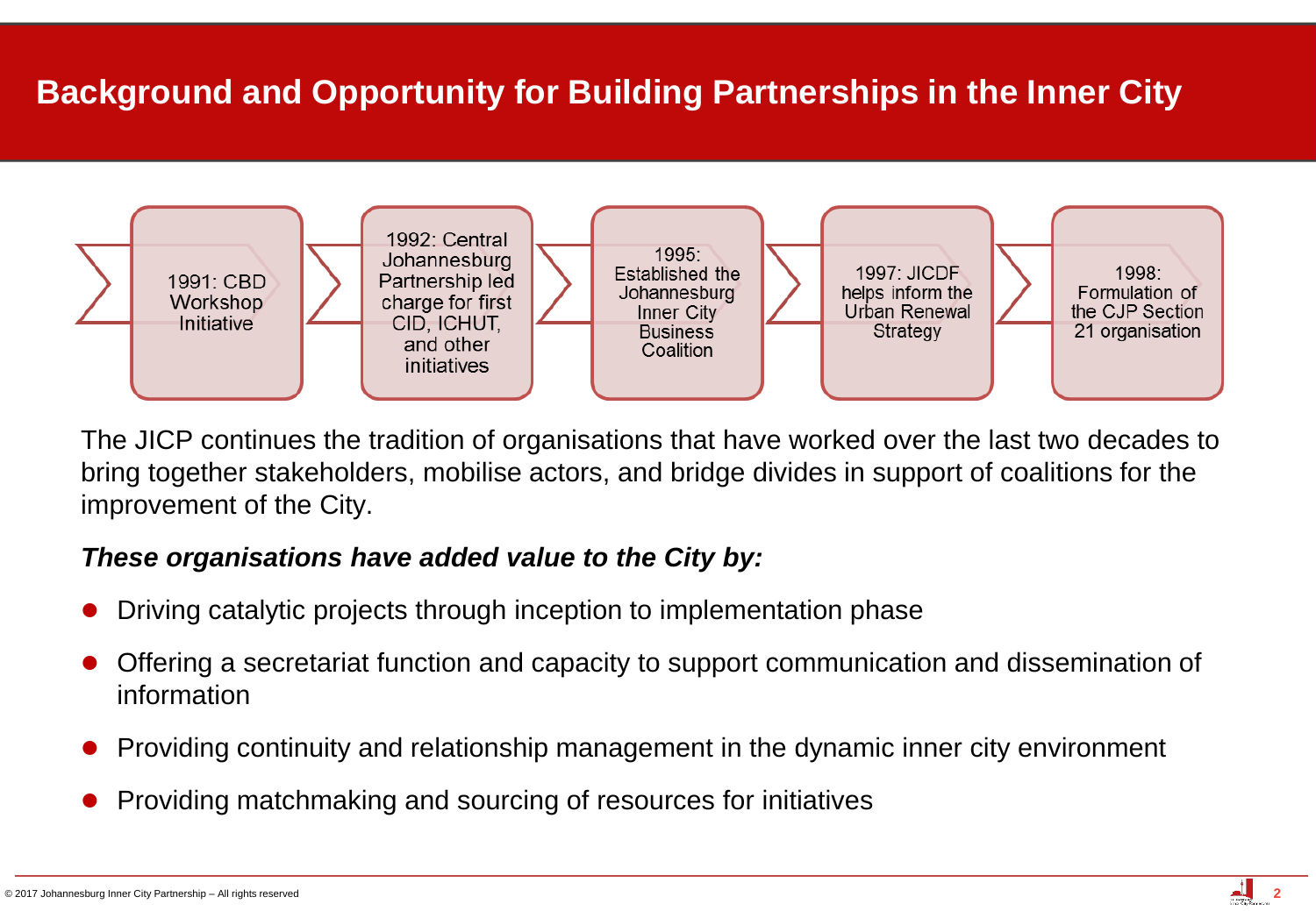# Background and Opportunity for Building Partnerships in the Inner City

- 1991: CBD Workshop Initiative
- 1992: Central Johannesburg Partnership led charge for first CID, ICHUT, and other initiatives
- 1995: Established the Johannesburg Inner City Business Coalition
- 1997: JICDF helps inform the Urban Renewal Strategy
- 1998: Formulation of the CJP Section 21 organisation

The JICP continues the tradition of organisations that have worked over the last two decades to bring together stakeholders, mobilise actors, and bridge divides in support of coalitions for the improvement of the City.

***These organisations have added value to the City by:***

- Driving catalytic projects through inception to implementation phase
- Offering a secretariat function and capacity to support communication and dissemination of information
- Providing continuity and relationship management in the dynamic inner city environment
- Providing matchmaking and sourcing of resources for initiatives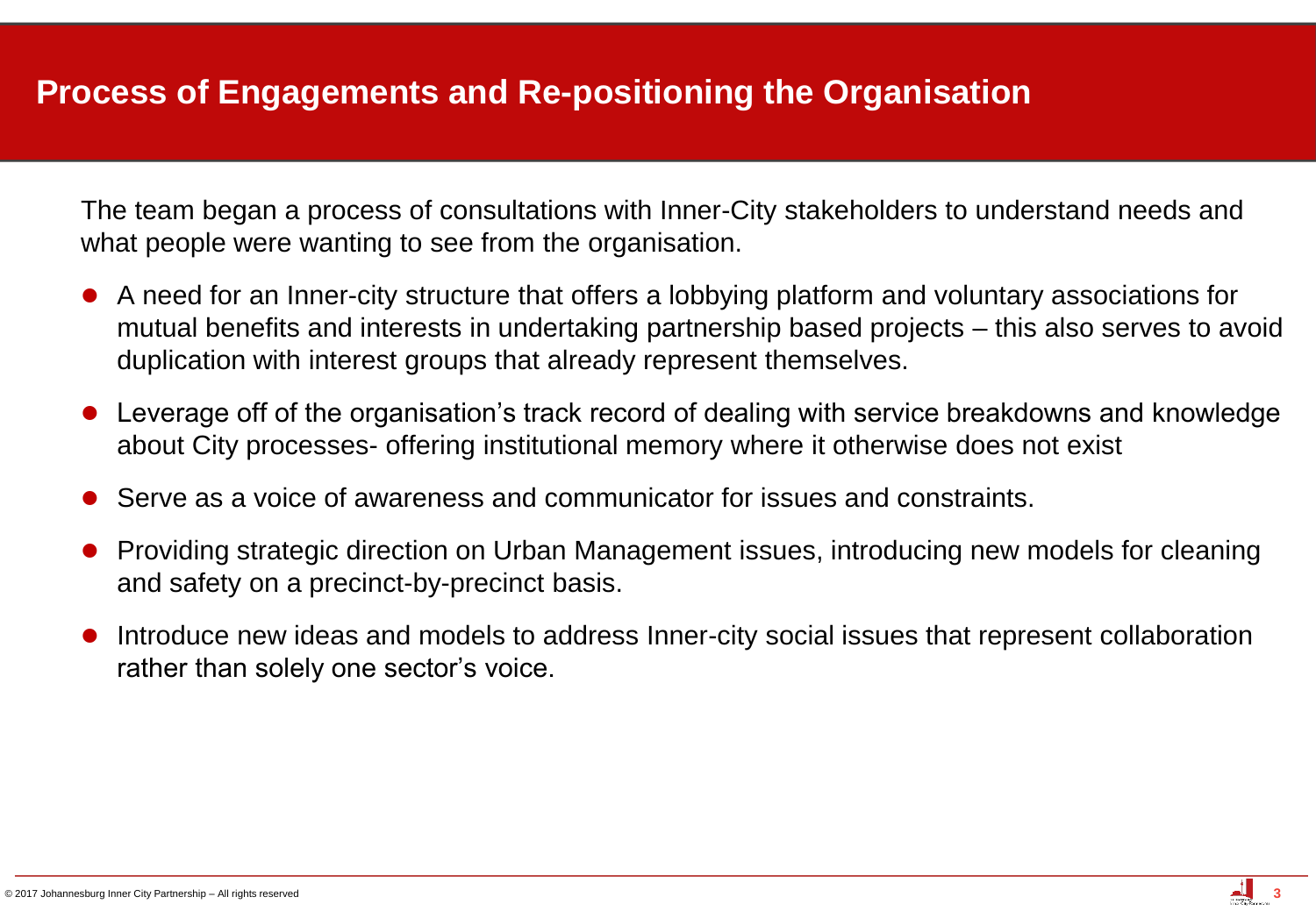# Process of Engagements and Re-positioning the Organisation

The team began a process of consultations with Inner-City stakeholders to understand needs and what people were wanting to see from the organisation.

- A need for an Inner-city structure that offers a lobbying platform and voluntary associations for mutual benefits and interests in undertaking partnership based projects – this also serves to avoid duplication with interest groups that already represent themselves.
- Leverage off of the organisation's track record of dealing with service breakdowns and knowledge about City processes- offering institutional memory where it otherwise does not exist
- Serve as a voice of awareness and communicator for issues and constraints.
- Providing strategic direction on Urban Management issues, introducing new models for cleaning and safety on a precinct-by-precinct basis.
- Introduce new ideas and models to address Inner-city social issues that represent collaboration rather than solely one sector's voice.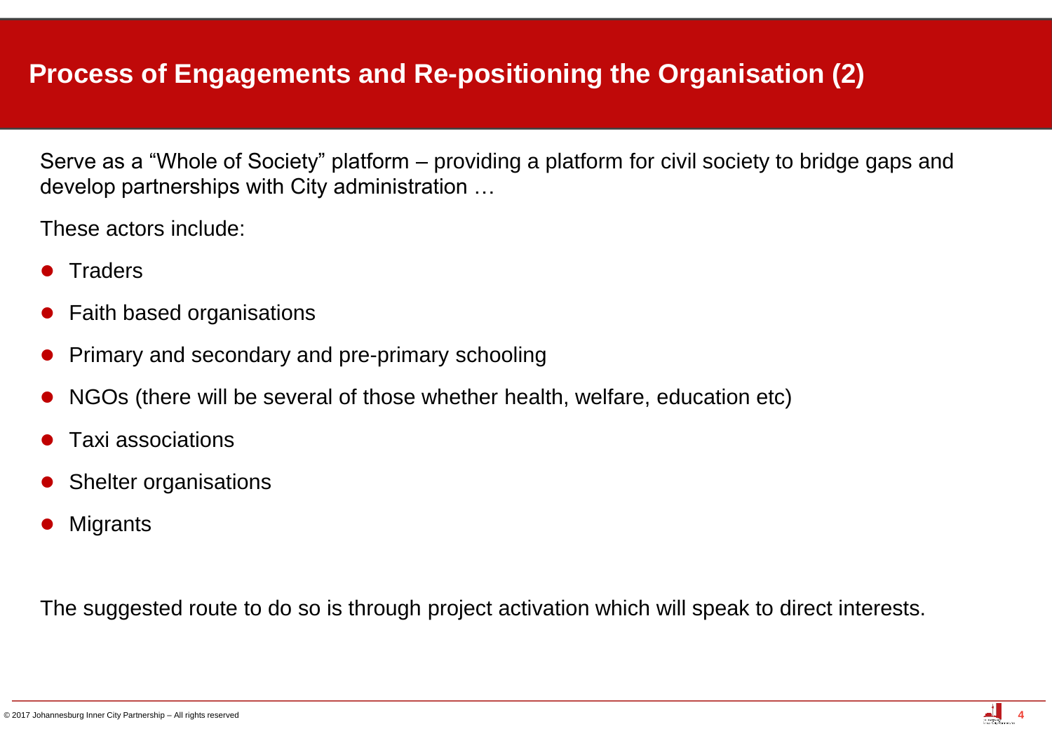# Process of Engagements and Re-positioning the Organisation (2)

Serve as a "Whole of Society" platform – providing a platform for civil society to bridge gaps and develop partnerships with City administration …

These actors include:

- Traders
- Faith based organisations
- Primary and secondary and pre-primary schooling
- NGOs (there will be several of those whether health, welfare, education etc)
- Taxi associations
- Shelter organisations
- Migrants

The suggested route to do so is through project activation which will speak to direct interests.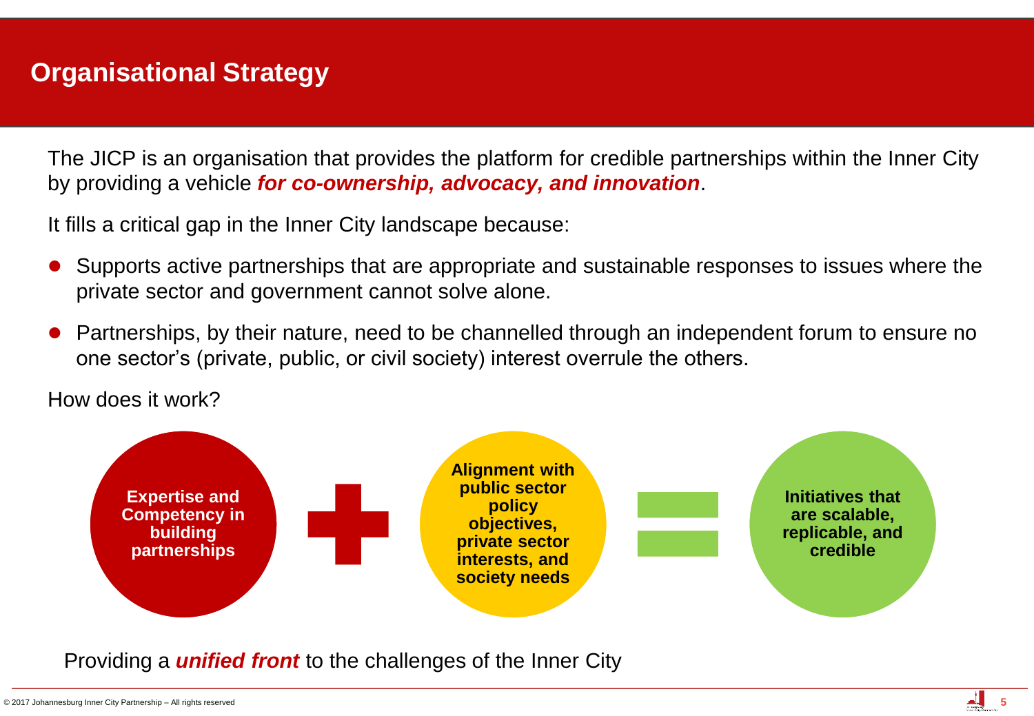## Organisational Strategy

The JICP is an organisation that provides the platform for credible partnerships within the Inner City by providing a vehicle ***for co-ownership, advocacy, and innovation***.

It fills a critical gap in the Inner City landscape because:

- Supports active partnerships that are appropriate and sustainable responses to issues where the private sector and government cannot solve alone.
- Partnerships, by their nature, need to be channelled through an independent forum to ensure no one sector's (private, public, or civil society) interest overrule the others.

How does it work?

**Expertise and Competency in building partnerships** + **Alignment with public sector policy objectives, private sector interests, and society needs** = **Initiatives that are scalable, replicable, and credible**

Providing a ***unified front*** to the challenges of the Inner City

© 2017 Johannesburg Inner City Partnership – All rights reserved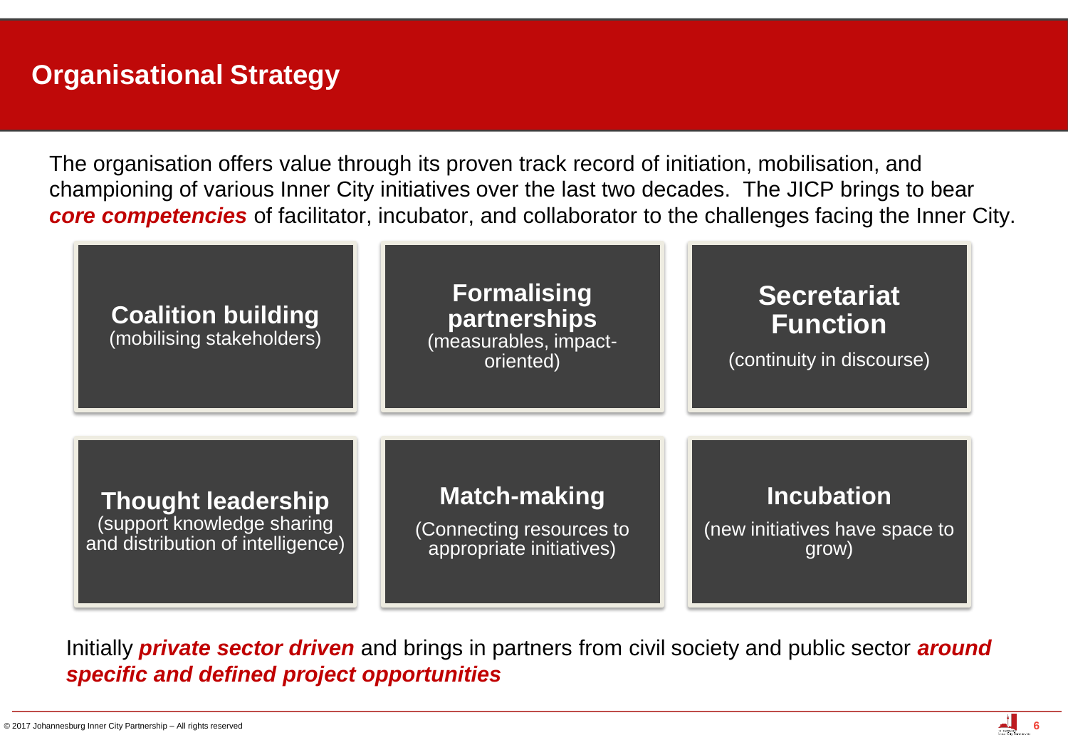# Organisational Strategy

The organisation offers value through its proven track record of initiation, mobilisation, and championing of various Inner City initiatives over the last two decades. The JICP brings to bear ***core competencies*** of facilitator, incubator, and collaborator to the challenges facing the Inner City.

**Coalition building**
(mobilising stakeholders)

**Formalising partnerships**
(measurables, impact-oriented)

**Secretariat Function**
(continuity in discourse)

**Thought leadership**
(support knowledge sharing and distribution of intelligence)

**Match-making**
(Connecting resources to appropriate initiatives)

**Incubation**
(new initiatives have space to grow)

Initially ***private sector driven*** and brings in partners from civil society and public sector ***around specific and defined project opportunities***

© 2017 Johannesburg Inner City Partnership – All rights reserved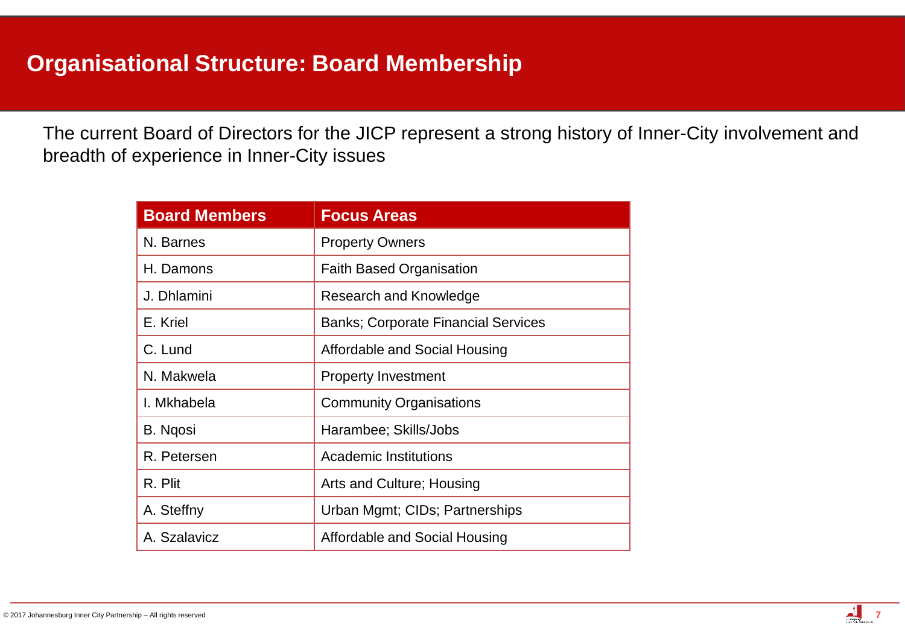# Organisational Structure: Board Membership

The current Board of Directors for the JICP represent a strong history of Inner-City involvement and breadth of experience in Inner-City issues

| Board Members | Focus Areas |
| --- | --- |
| N. Barnes | Property Owners |
| H. Damons | Faith Based Organisation |
| J. Dhlamini | Research and Knowledge |
| E. Kriel | Banks; Corporate Financial Services |
| C. Lund | Affordable and Social Housing |
| N. Makwela | Property Investment |
| I. Mkhabela | Community Organisations |
| B. Nqosi | Harambee; Skills/Jobs |
| R. Petersen | Academic Institutions |
| R. Plit | Arts and Culture; Housing |
| A. Steffny | Urban Mgmt; CIDs; Partnerships |
| A. Szalavicz | Affordable and Social Housing |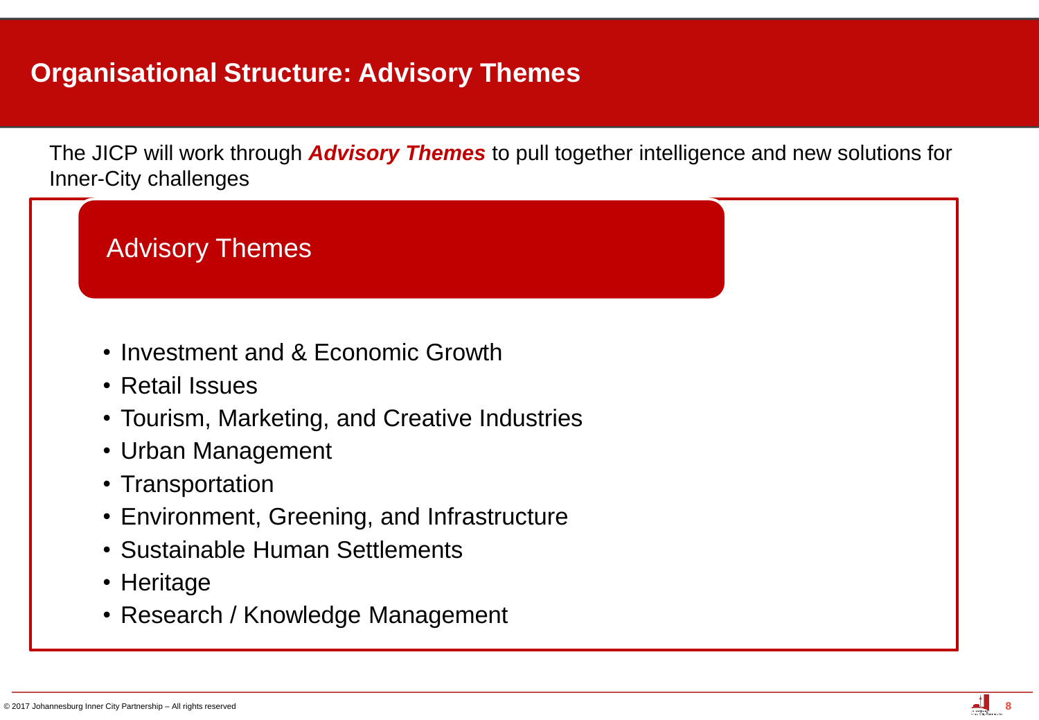# Organisational Structure: Advisory Themes

The JICP will work through ***Advisory Themes*** to pull together intelligence and new solutions for Inner-City challenges

## Advisory Themes

- Investment and & Economic Growth
- Retail Issues
- Tourism, Marketing, and Creative Industries
- Urban Management
- Transportation
- Environment, Greening, and Infrastructure
- Sustainable Human Settlements
- Heritage
- Research / Knowledge Management

© 2017 Johannesburg Inner City Partnership – All rights reserved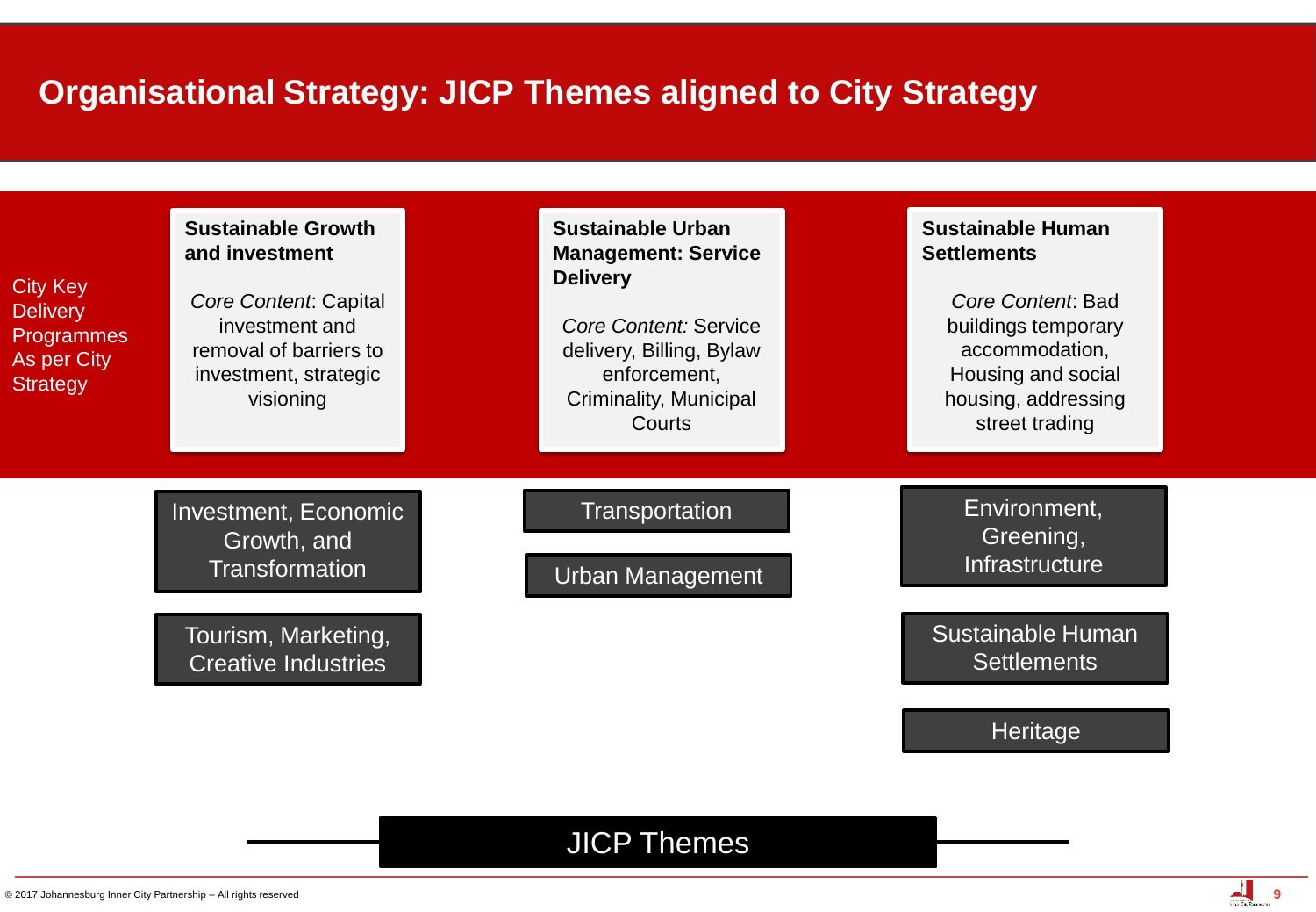# Organisational Strategy: JICP Themes aligned to City Strategy

City Key Delivery Programmes As per City Strategy

| Sustainable Growth and investment | Sustainable Urban Management: Service Delivery | Sustainable Human Settlements |
|---|---|---|
| *Core Content*: Capital investment and removal of barriers to investment, strategic visioning | *Core Content:* Service delivery, Billing, Bylaw enforcement, Criminality, Municipal Courts | *Core Content*: Bad buildings temporary accommodation, Housing and social housing, addressing street trading |
| Investment, Economic Growth, and Transformation | Transportation | Environment, Greening, Infrastructure |
| Tourism, Marketing, Creative Industries | Urban Management | Sustainable Human Settlements |
| | | Heritage |

JICP Themes

© 2017 Johannesburg Inner City Partnership – All rights reserved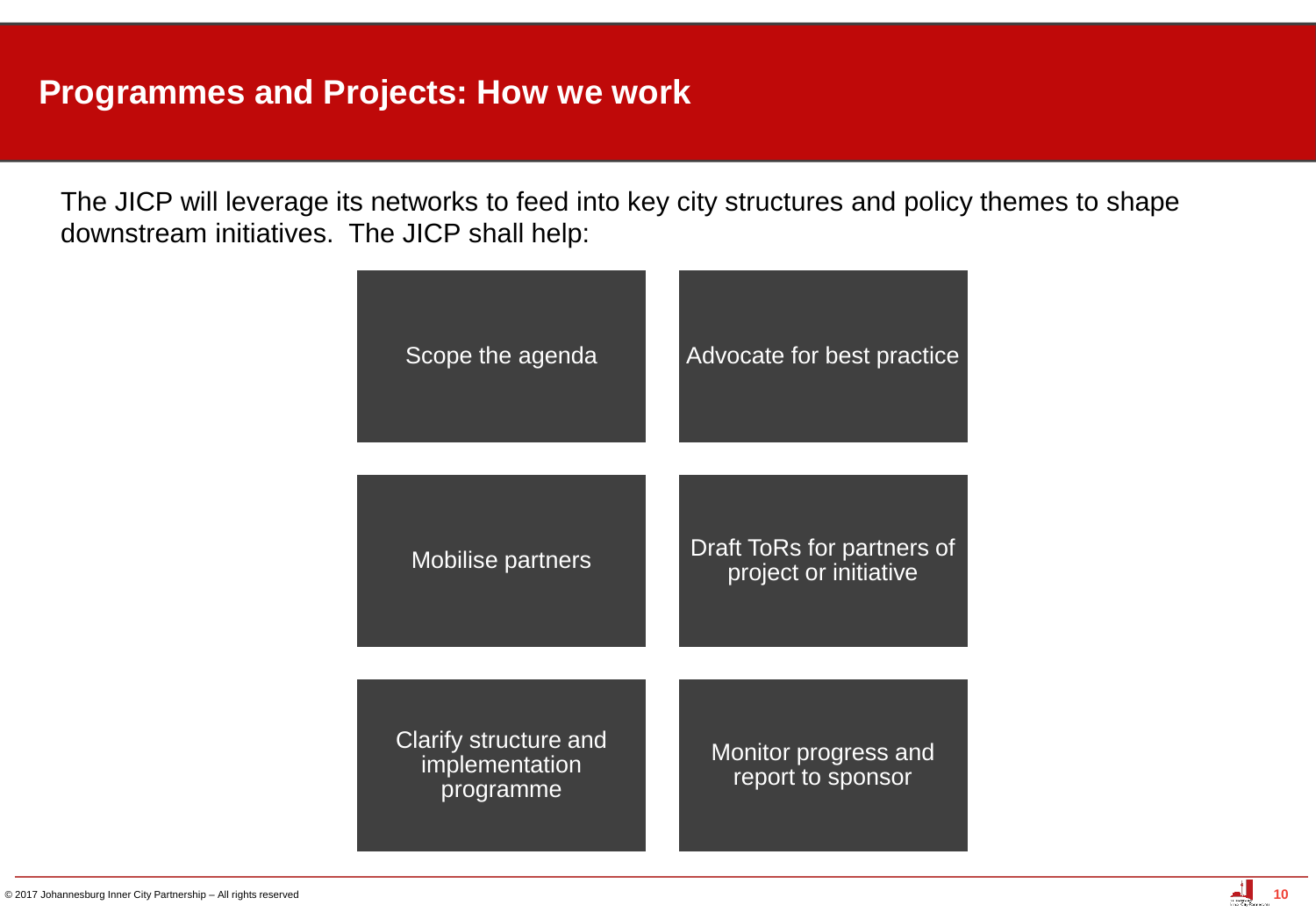# Programmes and Projects: How we work

The JICP will leverage its networks to feed into key city structures and policy themes to shape downstream initiatives. The JICP shall help:

- Scope the agenda
- Advocate for best practice
- Mobilise partners
- Draft ToRs for partners of project or initiative
- Clarify structure and implementation programme
- Monitor progress and report to sponsor

© 2017 Johannesburg Inner City Partnership – All rights reserved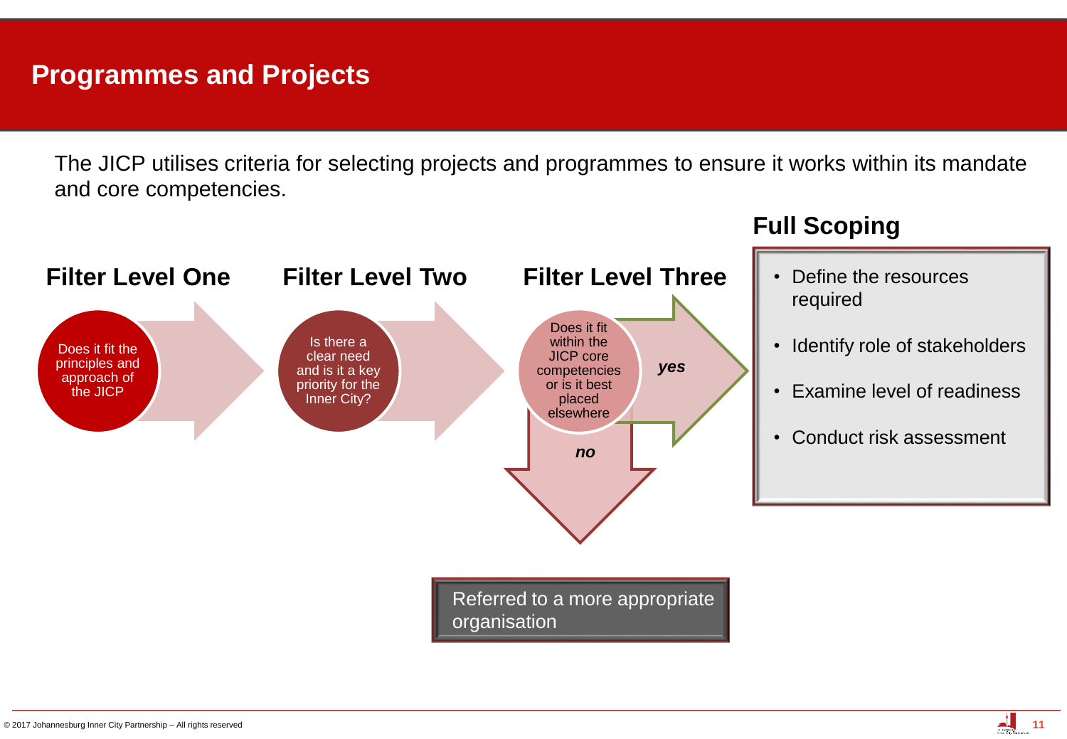# Programmes and Projects

The JICP utilises criteria for selecting projects and programmes to ensure it works within its mandate and core competencies.

### Filter Level One

Does it fit the principles and approach of the JICP

### Filter Level Two

Is there a clear need and is it a key priority for the Inner City?

### Filter Level Three

Does it fit within the JICP core competencies or is it best placed elsewhere

*yes* → Full Scoping

*no* → Referred to a more appropriate organisation

### Full Scoping

- Define the resources required
- Identify role of stakeholders
- Examine level of readiness
- Conduct risk assessment

© 2017 Johannesburg Inner City Partnership – All rights reserved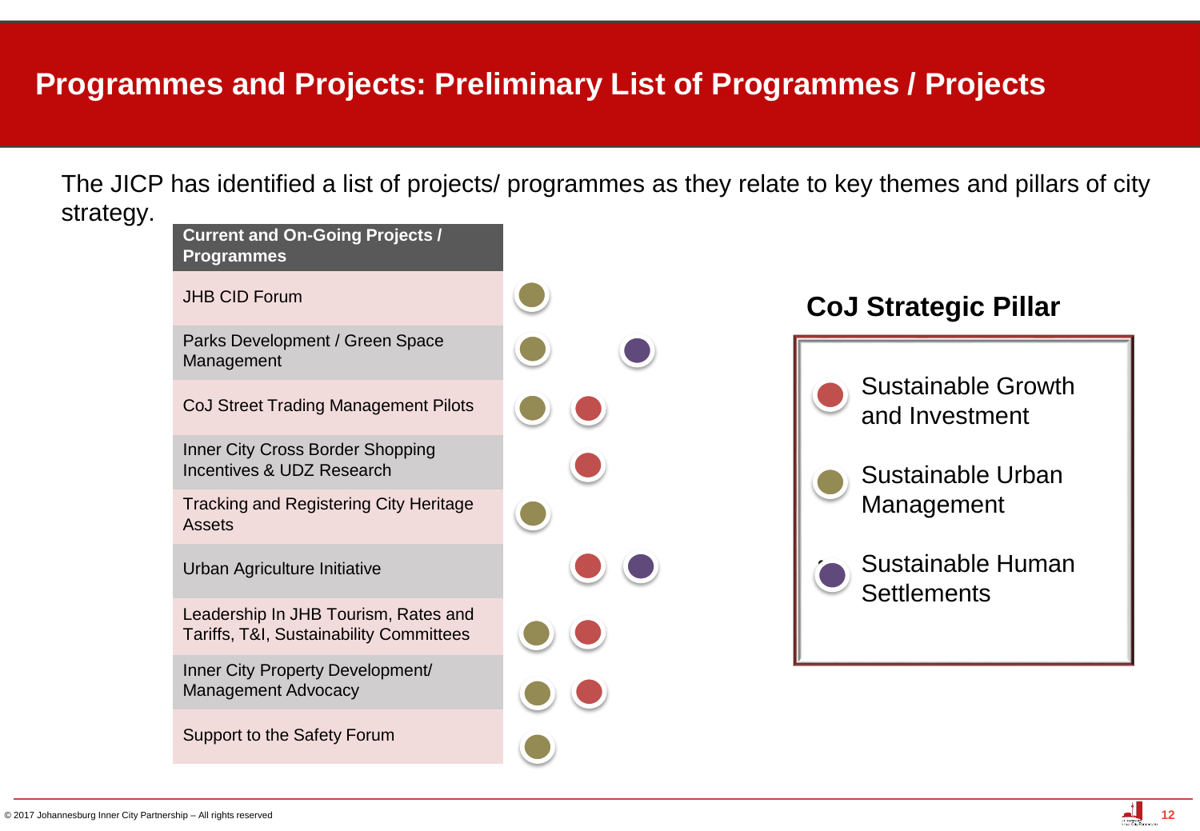# Programmes and Projects: Preliminary List of Programmes / Projects

The JICP has identified a list of projects/ programmes as they relate to key themes and pillars of city strategy.

| Current and On-Going Projects / Programmes | Sustainable Urban Management | Sustainable Growth and Investment | Sustainable Human Settlements |
|---|---|---|---|
| JHB CID Forum | ● | | |
| Parks Development / Green Space Management | ● | | ● |
| CoJ Street Trading Management Pilots | ● | ● | |
| Inner City Cross Border Shopping Incentives & UDZ Research | | ● | |
| Tracking and Registering City Heritage Assets | ● | | |
| Urban Agriculture Initiative | | ● | ● |
| Leadership In JHB Tourism, Rates and Tariffs, T&I, Sustainability Committees | ● | ● | |
| Inner City Property Development/ Management Advocacy | ● | ● | |
| Support to the Safety Forum | ● | | |

**CoJ Strategic Pillar**

- Sustainable Growth and Investment
- Sustainable Urban Management
- Sustainable Human Settlements

© 2017 Johannesburg Inner City Partnership – All rights reserved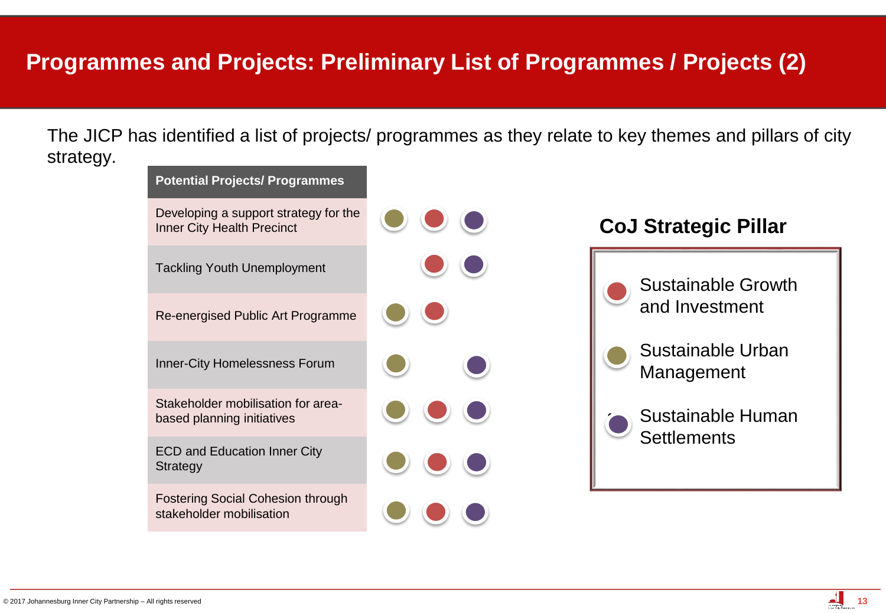# Programmes and Projects: Preliminary List of Programmes / Projects (2)

The JICP has identified a list of projects/ programmes as they relate to key themes and pillars of city strategy.

| Potential Projects/ Programmes | Sustainable Urban Management | Sustainable Growth and Investment | Sustainable Human Settlements |
|---|---|---|---|
| Developing a support strategy for the Inner City Health Precinct | ● | ● | ● |
| Tackling Youth Unemployment | | ● | ● |
| Re-energised Public Art Programme | ● | ● | |
| Inner-City Homelessness Forum | ● | | ● |
| Stakeholder mobilisation for area-based planning initiatives | ● | ● | ● |
| ECD and Education Inner City Strategy | ● | ● | ● |
| Fostering Social Cohesion through stakeholder mobilisation | ● | ● | ● |

**CoJ Strategic Pillar**

- Sustainable Growth and Investment
- Sustainable Urban Management
- Sustainable Human Settlements

© 2017 Johannesburg Inner City Partnership – All rights reserved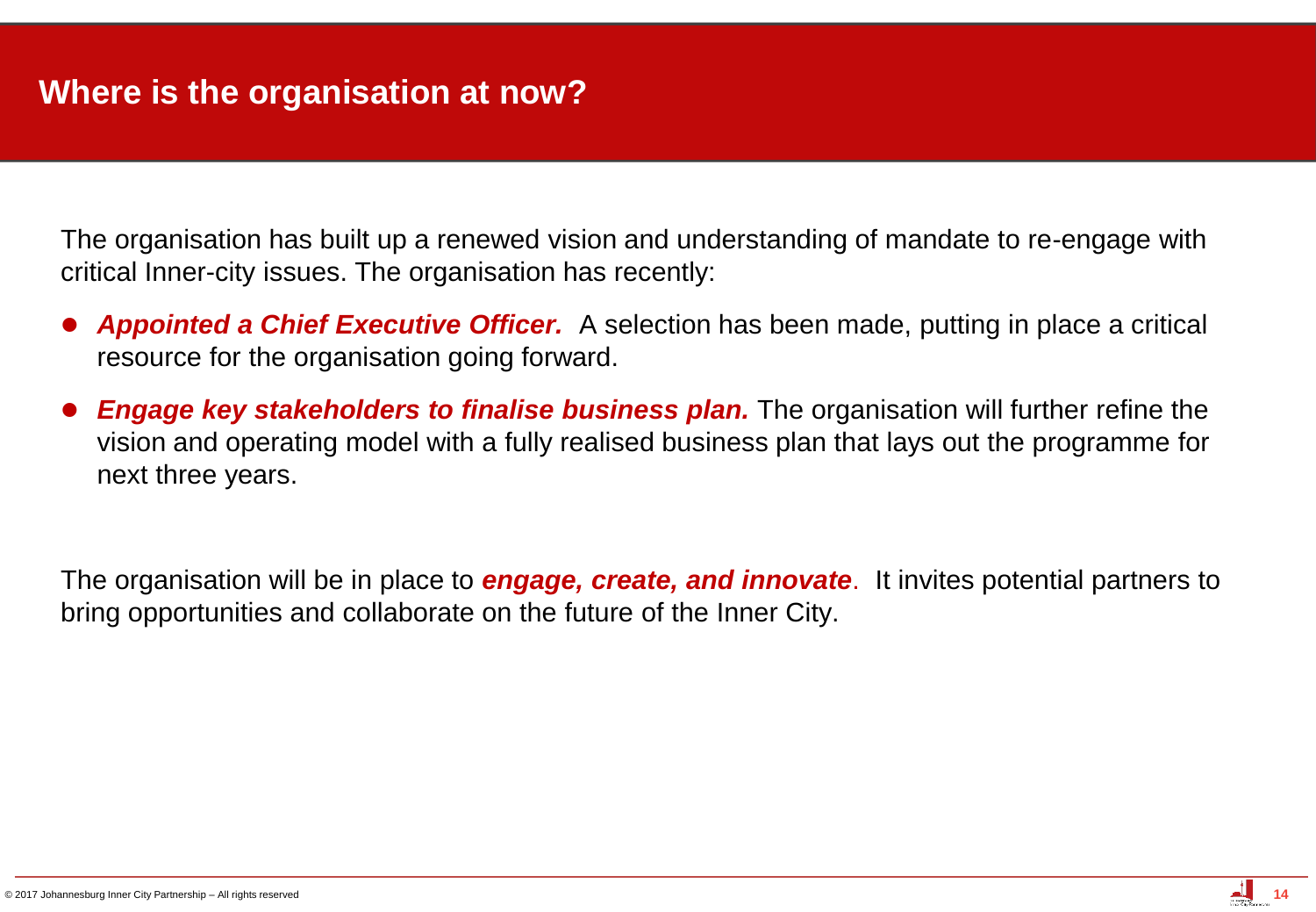# Where is the organisation at now?

The organisation has built up a renewed vision and understanding of mandate to re-engage with critical Inner-city issues. The organisation has recently:

- ***Appointed a Chief Executive Officer.*** A selection has been made, putting in place a critical resource for the organisation going forward.
- ***Engage key stakeholders to finalise business plan.*** The organisation will further refine the vision and operating model with a fully realised business plan that lays out the programme for next three years.

The organisation will be in place to ***engage, create, and innovate***. It invites potential partners to bring opportunities and collaborate on the future of the Inner City.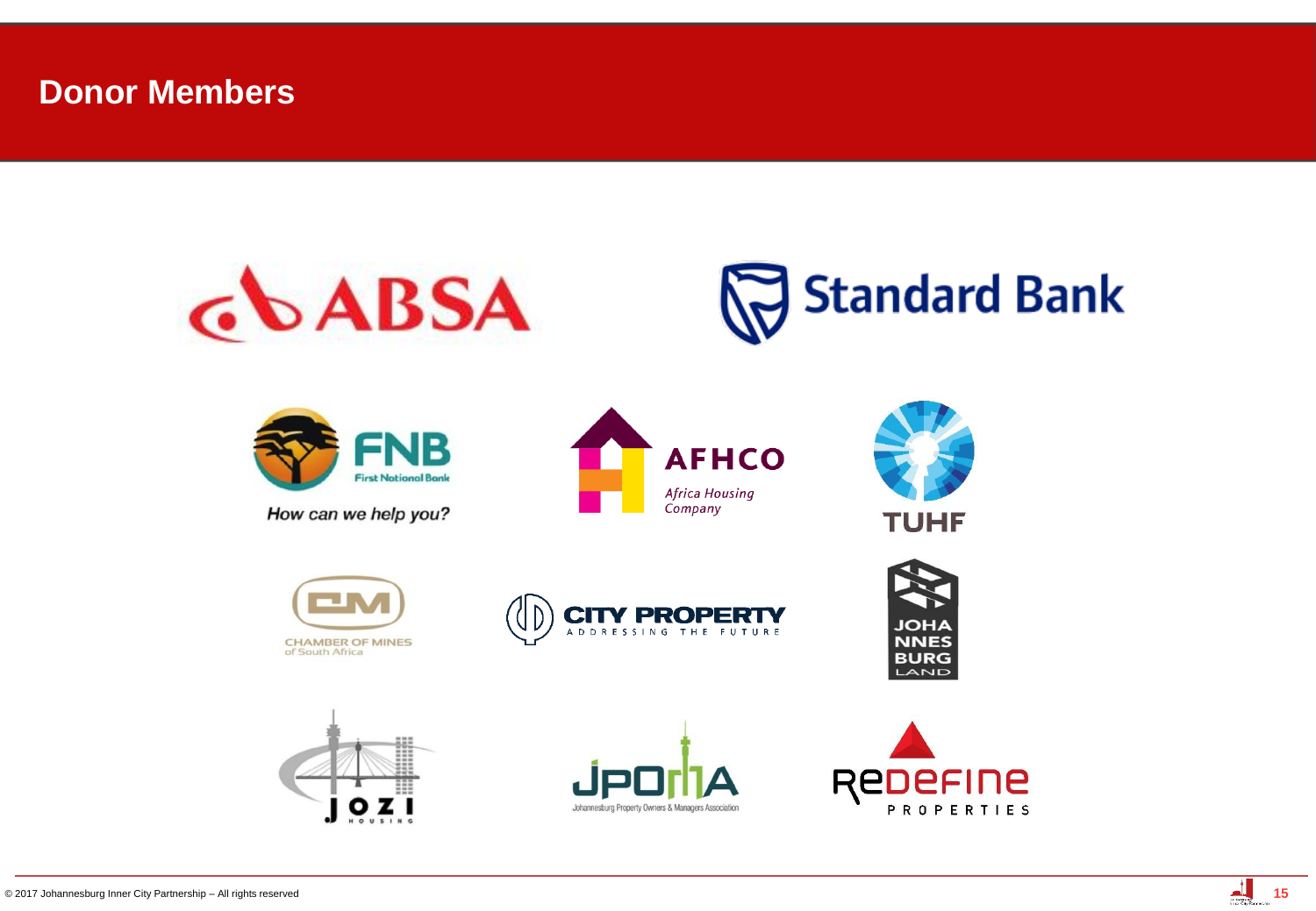# Donor Members

ABSA

Standard Bank

FNB First National Bank

*How can we help you?*

AFHCO

*Africa Housing Company*

TUHF

CHAMBER OF MINES of South Africa

CITY PROPERTY

ADDRESSING THE FUTURE

JOHANNESBURG LAND

JOZI HOUSING

JPOMA

Johannesburg Property Owners & Managers Association

REDEFINE PROPERTIES

© 2017 Johannesburg Inner City Partnership – All rights reserved